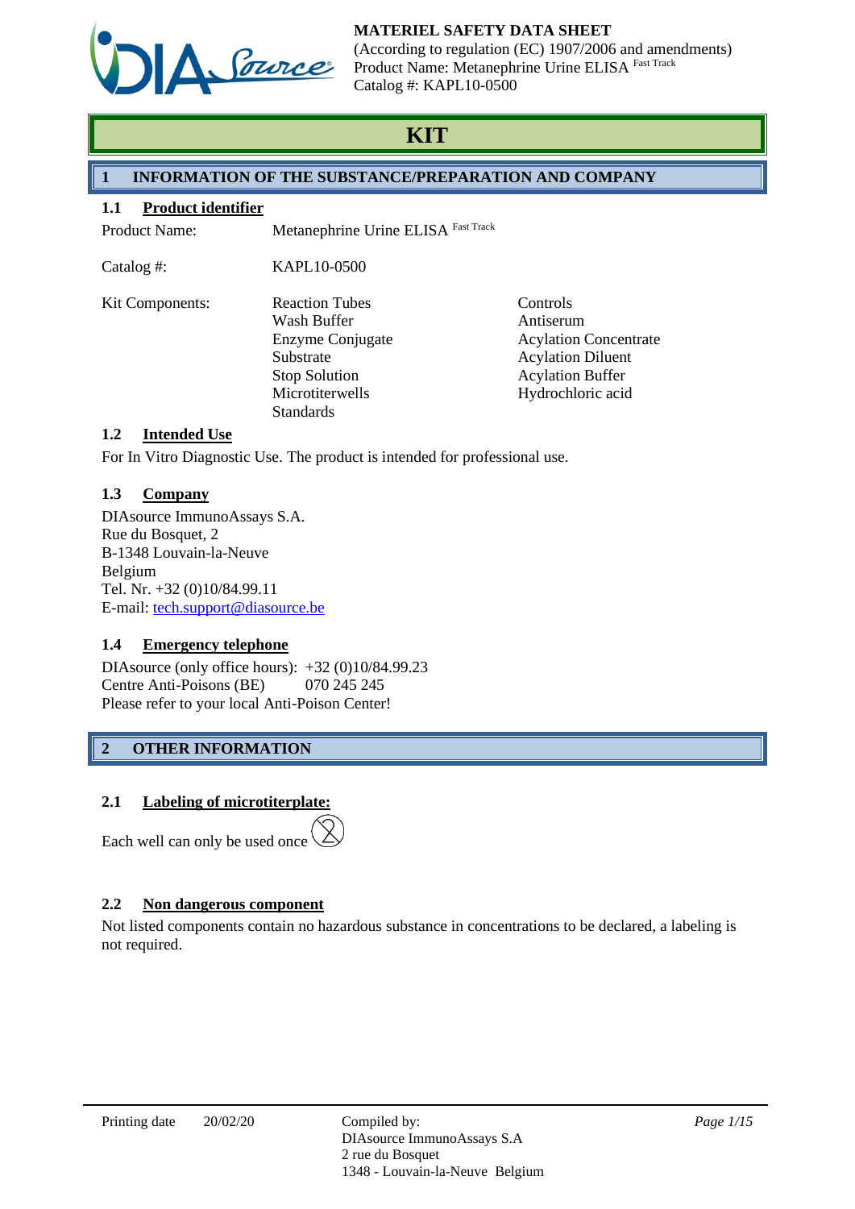**MATERIEL SAFETY DATA SHEET**
(According to regulation (EC) 1907/2006 and amendments)
Product Name: Metanephrine Urine ELISA Fast Track
Catalog #: KAPL10-0500

# KIT

## 1 INFORMATION OF THE SUBSTANCE/PREPARATION AND COMPANY

### 1.1 Product identifier

Product Name: Metanephrine Urine ELISA Fast Track

Catalog #: KAPL10-0500

Kit Components:

- Reaction Tubes
- Wash Buffer
- Enzyme Conjugate
- Substrate
- Stop Solution
- Microtiterwells
- Standards
- Controls
- Antiserum
- Acylation Concentrate
- Acylation Diluent
- Acylation Buffer
- Hydrochloric acid

### 1.2 Intended Use

For In Vitro Diagnostic Use. The product is intended for professional use.

### 1.3 Company

DIAsource ImmunoAssays S.A.
Rue du Bosquet, 2
B-1348 Louvain-la-Neuve
Belgium
Tel. Nr. +32 (0)10/84.99.11
E-mail: tech.support@diasource.be

### 1.4 Emergency telephone

DIAsource (only office hours): +32 (0)10/84.99.23
Centre Anti-Poisons (BE) 070 245 245
Please refer to your local Anti-Poison Center!

## 2 OTHER INFORMATION

### 2.1 Labeling of microtiterplate:

Each well can only be used once

### 2.2 Non dangerous component

Not listed components contain no hazardous substance in concentrations to be declared, a labeling is not required.

Printing date 20/02/20

Compiled by:
DIAsource ImmunoAssays S.A
2 rue du Bosquet
1348 - Louvain-la-Neuve Belgium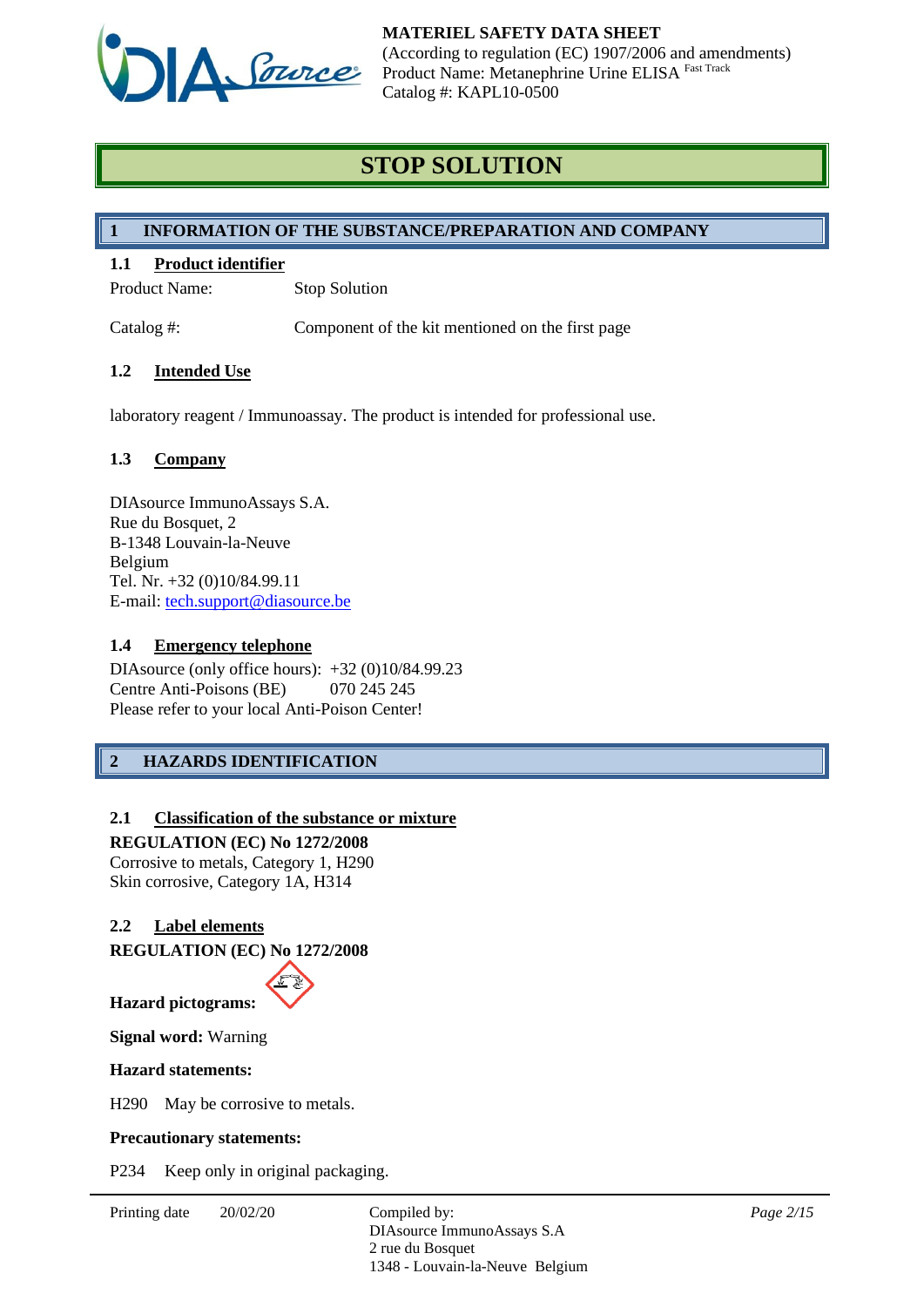# STOP SOLUTION

## 1 INFORMATION OF THE SUBSTANCE/PREPARATION AND COMPANY

### 1.1 Product identifier

Product Name: Stop Solution

Catalog #: Component of the kit mentioned on the first page

### 1.2 Intended Use

laboratory reagent / Immunoassay. The product is intended for professional use.

### 1.3 Company

DIAsource ImmunoAssays S.A.
Rue du Bosquet, 2
B-1348 Louvain-la-Neuve
Belgium
Tel. Nr. +32 (0)10/84.99.11
E-mail: tech.support@diasource.be

### 1.4 Emergency telephone

DIAsource (only office hours): +32 (0)10/84.99.23
Centre Anti-Poisons (BE) 070 245 245
Please refer to your local Anti-Poison Center!

## 2 HAZARDS IDENTIFICATION

### 2.1 Classification of the substance or mixture

**REGULATION (EC) No 1272/2008**
Corrosive to metals, Category 1, H290
Skin corrosive, Category 1A, H314

### 2.2 Label elements

**REGULATION (EC) No 1272/2008**

**Hazard pictograms:**

**Signal word:** Warning

**Hazard statements:**

H290 May be corrosive to metals.

**Precautionary statements:**

P234 Keep only in original packaging.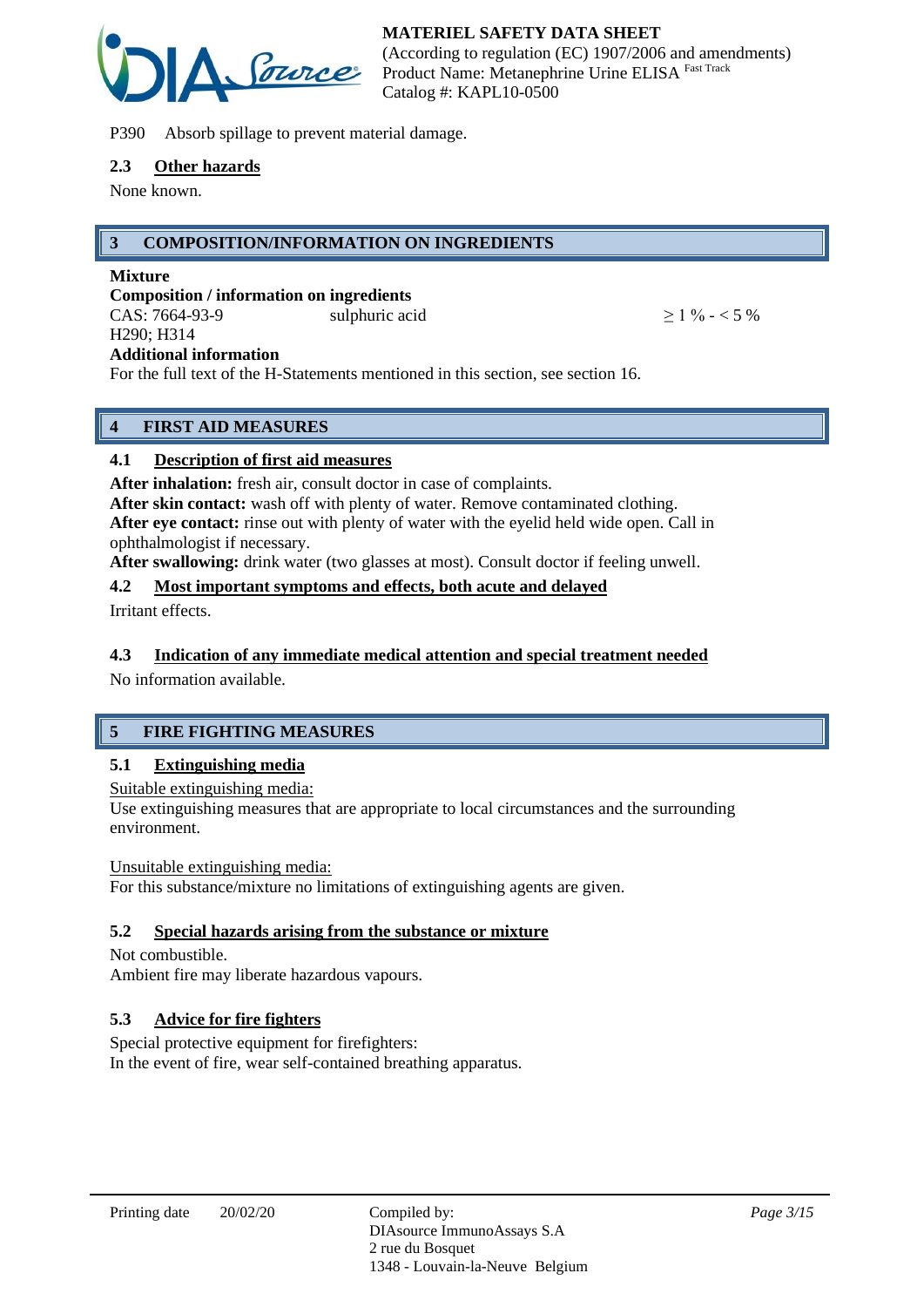P390 Absorb spillage to prevent material damage.

### 2.3 Other hazards

None known.

## 3 COMPOSITION/INFORMATION ON INGREDIENTS

**Mixture**

**Composition / information on ingredients**

| CAS: 7664-93-9 | sulphuric acid | ≥ 1 % - < 5 % |
|---|---|---|
| H290; H314 | | |

**Additional information**

For the full text of the H-Statements mentioned in this section, see section 16.

## 4 FIRST AID MEASURES

### 4.1 Description of first aid measures

**After inhalation:** fresh air, consult doctor in case of complaints.
**After skin contact:** wash off with plenty of water. Remove contaminated clothing.
**After eye contact:** rinse out with plenty of water with the eyelid held wide open. Call in ophthalmologist if necessary.
**After swallowing:** drink water (two glasses at most). Consult doctor if feeling unwell.

### 4.2 Most important symptoms and effects, both acute and delayed

Irritant effects.

### 4.3 Indication of any immediate medical attention and special treatment needed

No information available.

## 5 FIRE FIGHTING MEASURES

### 5.1 Extinguishing media

Suitable extinguishing media:
Use extinguishing measures that are appropriate to local circumstances and the surrounding environment.

Unsuitable extinguishing media:
For this substance/mixture no limitations of extinguishing agents are given.

### 5.2 Special hazards arising from the substance or mixture

Not combustible.
Ambient fire may liberate hazardous vapours.

### 5.3 Advice for fire fighters

Special protective equipment for firefighters:
In the event of fire, wear self-contained breathing apparatus.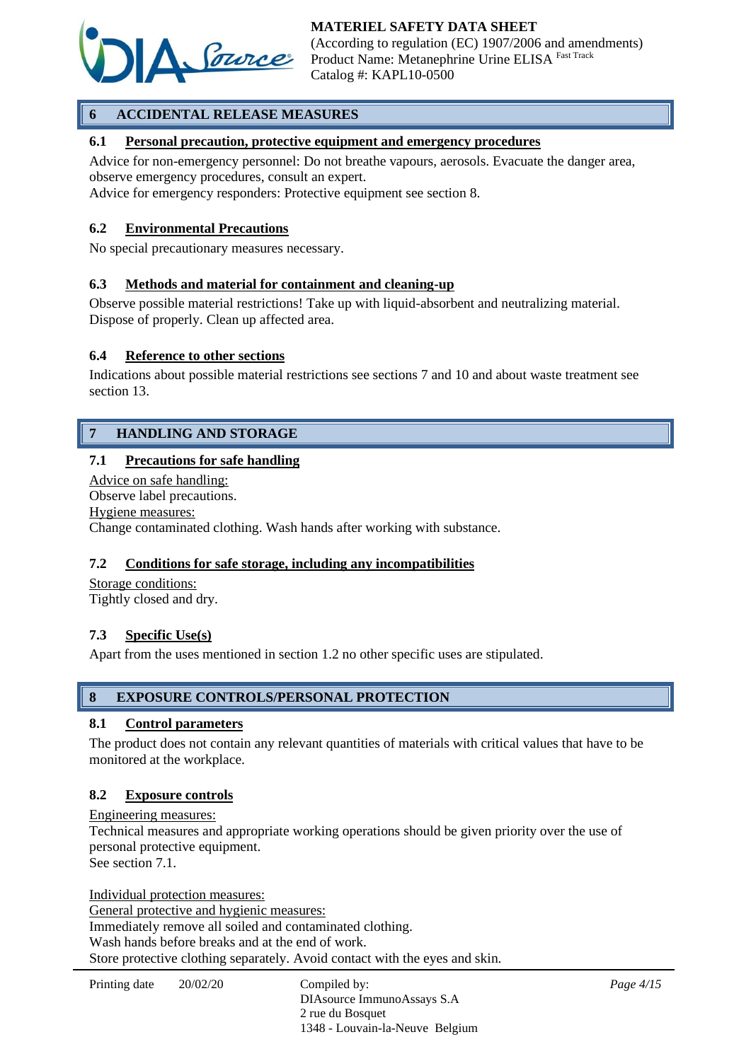## 6 ACCIDENTAL RELEASE MEASURES

### 6.1 Personal precaution, protective equipment and emergency procedures

Advice for non-emergency personnel: Do not breathe vapours, aerosols. Evacuate the danger area, observe emergency procedures, consult an expert.
Advice for emergency responders: Protective equipment see section 8.

### 6.2 Environmental Precautions

No special precautionary measures necessary.

### 6.3 Methods and material for containment and cleaning-up

Observe possible material restrictions! Take up with liquid-absorbent and neutralizing material. Dispose of properly. Clean up affected area.

### 6.4 Reference to other sections

Indications about possible material restrictions see sections 7 and 10 and about waste treatment see section 13.

## 7 HANDLING AND STORAGE

### 7.1 Precautions for safe handling

Advice on safe handling:
Observe label precautions.
Hygiene measures:
Change contaminated clothing. Wash hands after working with substance.

### 7.2 Conditions for safe storage, including any incompatibilities

Storage conditions:
Tightly closed and dry.

### 7.3 Specific Use(s)

Apart from the uses mentioned in section 1.2 no other specific uses are stipulated.

## 8 EXPOSURE CONTROLS/PERSONAL PROTECTION

### 8.1 Control parameters

The product does not contain any relevant quantities of materials with critical values that have to be monitored at the workplace.

### 8.2 Exposure controls

Engineering measures:
Technical measures and appropriate working operations should be given priority over the use of personal protective equipment.
See section 7.1.

Individual protection measures:
General protective and hygienic measures:
Immediately remove all soiled and contaminated clothing.
Wash hands before breaks and at the end of work.
Store protective clothing separately. Avoid contact with the eyes and skin.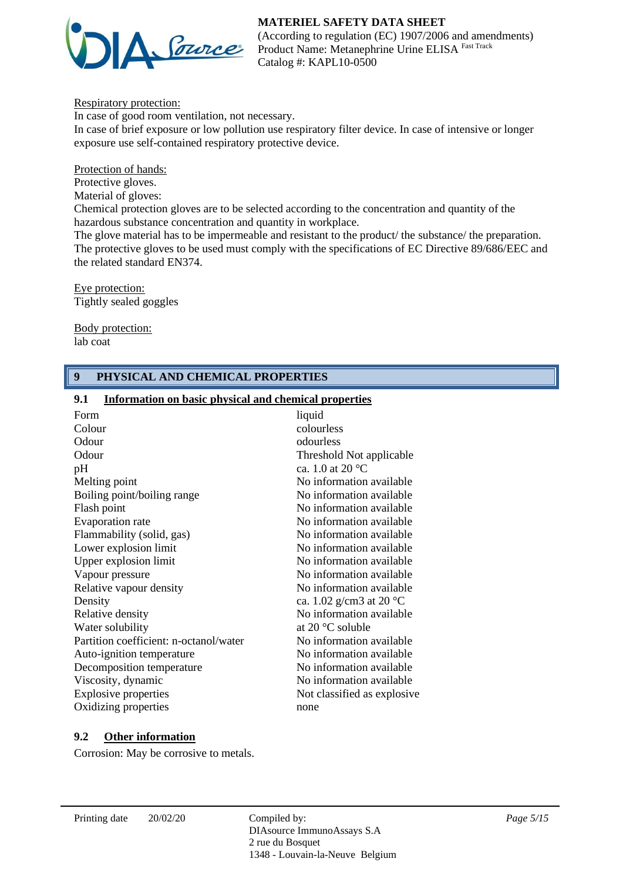Respiratory protection:
In case of good room ventilation, not necessary.
In case of brief exposure or low pollution use respiratory filter device. In case of intensive or longer exposure use self-contained respiratory protective device.

Protection of hands:
Protective gloves.
Material of gloves:
Chemical protection gloves are to be selected according to the concentration and quantity of the hazardous substance concentration and quantity in workplace.
The glove material has to be impermeable and resistant to the product/ the substance/ the preparation.
The protective gloves to be used must comply with the specifications of EC Directive 89/686/EEC and the related standard EN374.

Eye protection:
Tightly sealed goggles

Body protection:
lab coat

## 9 PHYSICAL AND CHEMICAL PROPERTIES

### 9.1 Information on basic physical and chemical properties

| | |
|---|---|
| Form | liquid |
| Colour | colourless |
| Odour | odourless |
| Odour | Threshold Not applicable |
| pH | ca. 1.0 at 20 °C |
| Melting point | No information available |
| Boiling point/boiling range | No information available |
| Flash point | No information available |
| Evaporation rate | No information available |
| Flammability (solid, gas) | No information available |
| Lower explosion limit | No information available |
| Upper explosion limit | No information available |
| Vapour pressure | No information available |
| Relative vapour density | No information available |
| Density | ca. 1.02 g/cm3 at 20 °C |
| Relative density | No information available |
| Water solubility | at 20 °C soluble |
| Partition coefficient: n-octanol/water | No information available |
| Auto-ignition temperature | No information available |
| Decomposition temperature | No information available |
| Viscosity, dynamic | No information available |
| Explosive properties | Not classified as explosive |
| Oxidizing properties | none |

### 9.2 Other information

Corrosion: May be corrosive to metals.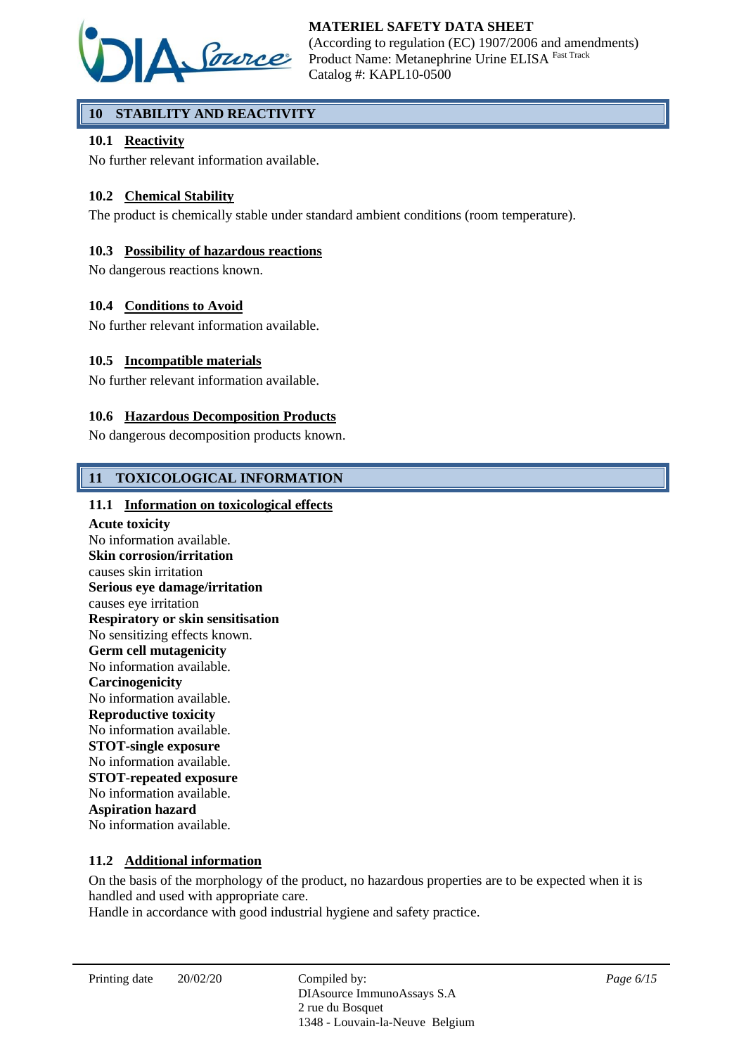## 10 STABILITY AND REACTIVITY

### 10.1 Reactivity

No further relevant information available.

### 10.2 Chemical Stability

The product is chemically stable under standard ambient conditions (room temperature).

### 10.3 Possibility of hazardous reactions

No dangerous reactions known.

### 10.4 Conditions to Avoid

No further relevant information available.

### 10.5 Incompatible materials

No further relevant information available.

### 10.6 Hazardous Decomposition Products

No dangerous decomposition products known.

## 11 TOXICOLOGICAL INFORMATION

### 11.1 Information on toxicological effects

**Acute toxicity**
No information available.
**Skin corrosion/irritation**
causes skin irritation
**Serious eye damage/irritation**
causes eye irritation
**Respiratory or skin sensitisation**
No sensitizing effects known.
**Germ cell mutagenicity**
No information available.
**Carcinogenicity**
No information available.
**Reproductive toxicity**
No information available.
**STOT-single exposure**
No information available.
**STOT-repeated exposure**
No information available.
**Aspiration hazard**
No information available.

### 11.2 Additional information

On the basis of the morphology of the product, no hazardous properties are to be expected when it is handled and used with appropriate care.
Handle in accordance with good industrial hygiene and safety practice.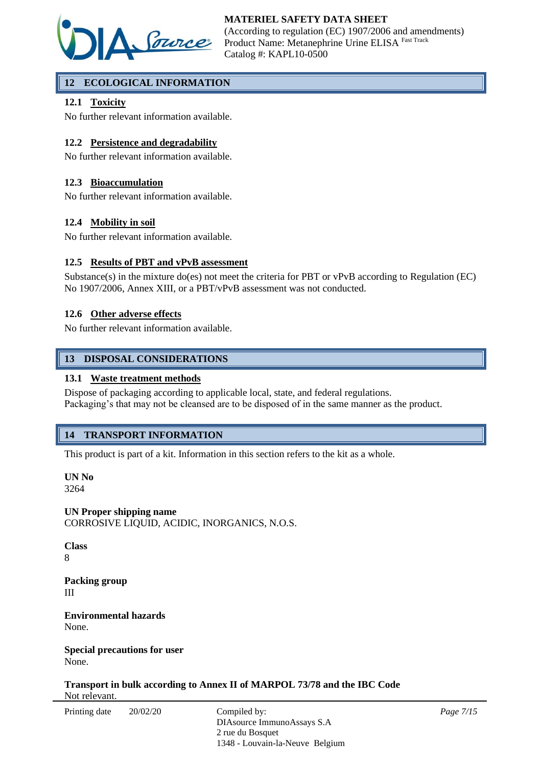## 12 ECOLOGICAL INFORMATION

### 12.1 Toxicity

No further relevant information available.

### 12.2 Persistence and degradability

No further relevant information available.

### 12.3 Bioaccumulation

No further relevant information available.

### 12.4 Mobility in soil

No further relevant information available.

### 12.5 Results of PBT and vPvB assessment

Substance(s) in the mixture do(es) not meet the criteria for PBT or vPvB according to Regulation (EC) No 1907/2006, Annex XIII, or a PBT/vPvB assessment was not conducted.

### 12.6 Other adverse effects

No further relevant information available.

## 13 DISPOSAL CONSIDERATIONS

### 13.1 Waste treatment methods

Dispose of packaging according to applicable local, state, and federal regulations.
Packaging's that may not be cleansed are to be disposed of in the same manner as the product.

## 14 TRANSPORT INFORMATION

This product is part of a kit. Information in this section refers to the kit as a whole.

**UN No**
3264

**UN Proper shipping name**
CORROSIVE LIQUID, ACIDIC, INORGANICS, N.O.S.

**Class**
8

**Packing group**
III

**Environmental hazards**
None.

**Special precautions for user**
None.

**Transport in bulk according to Annex II of MARPOL 73/78 and the IBC Code**
Not relevant.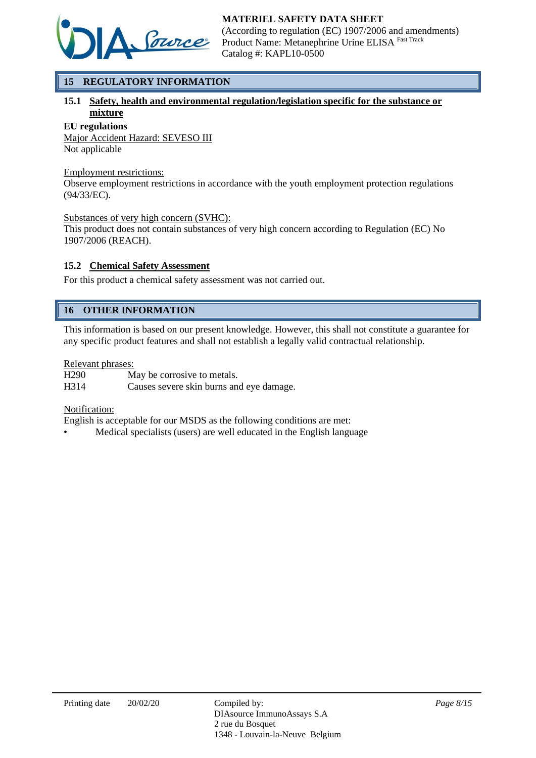## 15 REGULATORY INFORMATION

### 15.1 Safety, health and environmental regulation/legislation specific for the substance or mixture

**EU regulations**

Major Accident Hazard: SEVESO III
Not applicable

Employment restrictions:
Observe employment restrictions in accordance with the youth employment protection regulations (94/33/EC).

Substances of very high concern (SVHC):
This product does not contain substances of very high concern according to Regulation (EC) No 1907/2006 (REACH).

### 15.2 Chemical Safety Assessment

For this product a chemical safety assessment was not carried out.

## 16 OTHER INFORMATION

This information is based on our present knowledge. However, this shall not constitute a guarantee for any specific product features and shall not establish a legally valid contractual relationship.

Relevant phrases:

| | |
|---|---|
| H290 | May be corrosive to metals. |
| H314 | Causes severe skin burns and eye damage. |

Notification:
English is acceptable for our MSDS as the following conditions are met:

- Medical specialists (users) are well educated in the English language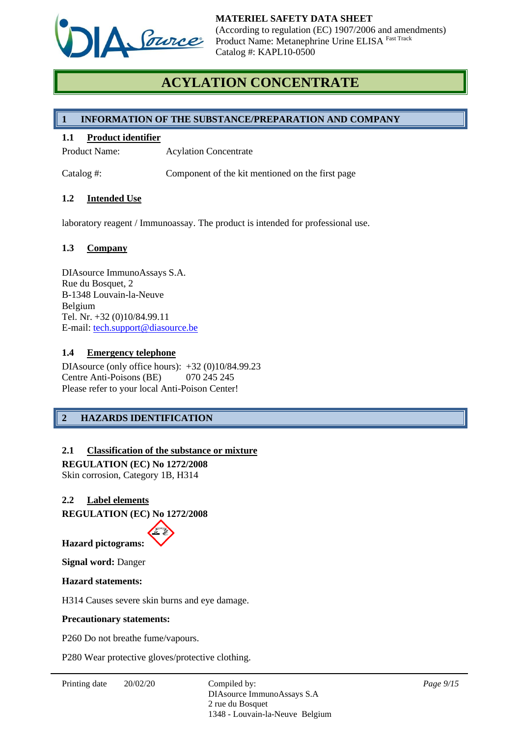# ACYLATION CONCENTRATE

## 1 INFORMATION OF THE SUBSTANCE/PREPARATION AND COMPANY

### 1.1 Product identifier

Product Name: Acylation Concentrate

Catalog #: Component of the kit mentioned on the first page

### 1.2 Intended Use

laboratory reagent / Immunoassay. The product is intended for professional use.

### 1.3 Company

DIAsource ImmunoAssays S.A.
Rue du Bosquet, 2
B-1348 Louvain-la-Neuve
Belgium
Tel. Nr. +32 (0)10/84.99.11
E-mail: tech.support@diasource.be

### 1.4 Emergency telephone

DIAsource (only office hours): +32 (0)10/84.99.23
Centre Anti-Poisons (BE) 070 245 245
Please refer to your local Anti-Poison Center!

## 2 HAZARDS IDENTIFICATION

### 2.1 Classification of the substance or mixture

**REGULATION (EC) No 1272/2008**
Skin corrosion, Category 1B, H314

### 2.2 Label elements

**REGULATION (EC) No 1272/2008**

**Hazard pictograms:**

**Signal word:** Danger

**Hazard statements:**

H314 Causes severe skin burns and eye damage.

**Precautionary statements:**

P260 Do not breathe fume/vapours.

P280 Wear protective gloves/protective clothing.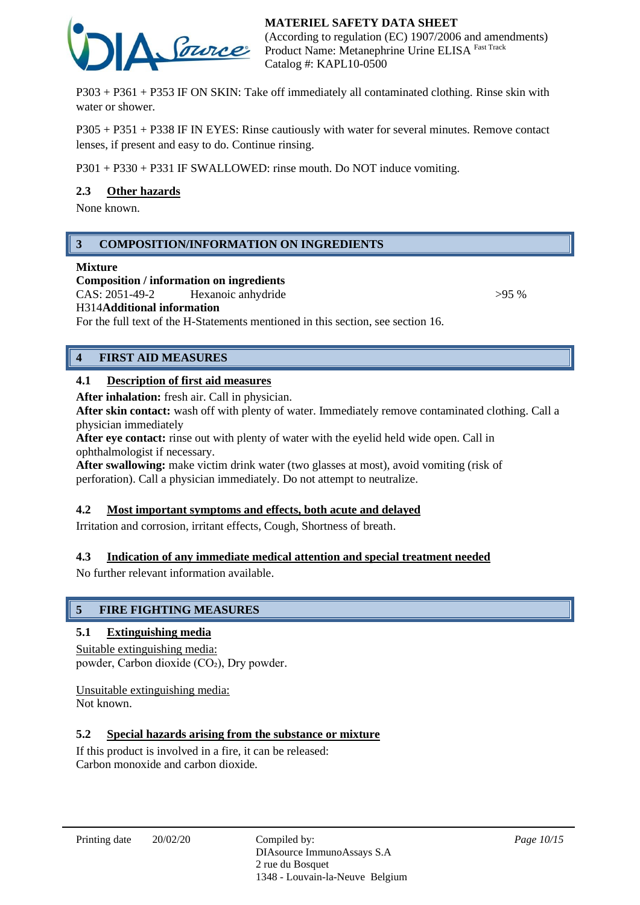P303 + P361 + P353 IF ON SKIN: Take off immediately all contaminated clothing. Rinse skin with water or shower.

P305 + P351 + P338 IF IN EYES: Rinse cautiously with water for several minutes. Remove contact lenses, if present and easy to do. Continue rinsing.

P301 + P330 + P331 IF SWALLOWED: rinse mouth. Do NOT induce vomiting.

### 2.3 Other hazards

None known.

## 3 COMPOSITION/INFORMATION ON INGREDIENTS

**Mixture**

**Composition / information on ingredients**

| CAS: 2051-49-2 | Hexanoic anhydride | >95 % |
|---|---|---|

H314**Additional information**

For the full text of the H-Statements mentioned in this section, see section 16.

## 4 FIRST AID MEASURES

### 4.1 Description of first aid measures

**After inhalation:** fresh air. Call in physician.
**After skin contact:** wash off with plenty of water. Immediately remove contaminated clothing. Call a physician immediately
**After eye contact:** rinse out with plenty of water with the eyelid held wide open. Call in ophthalmologist if necessary.
**After swallowing:** make victim drink water (two glasses at most), avoid vomiting (risk of perforation). Call a physician immediately. Do not attempt to neutralize.

### 4.2 Most important symptoms and effects, both acute and delayed

Irritation and corrosion, irritant effects, Cough, Shortness of breath.

### 4.3 Indication of any immediate medical attention and special treatment needed

No further relevant information available.

## 5 FIRE FIGHTING MEASURES

### 5.1 Extinguishing media

Suitable extinguishing media:
powder, Carbon dioxide ($CO_2$), Dry powder.

Unsuitable extinguishing media:
Not known.

### 5.2 Special hazards arising from the substance or mixture

If this product is involved in a fire, it can be released:
Carbon monoxide and carbon dioxide.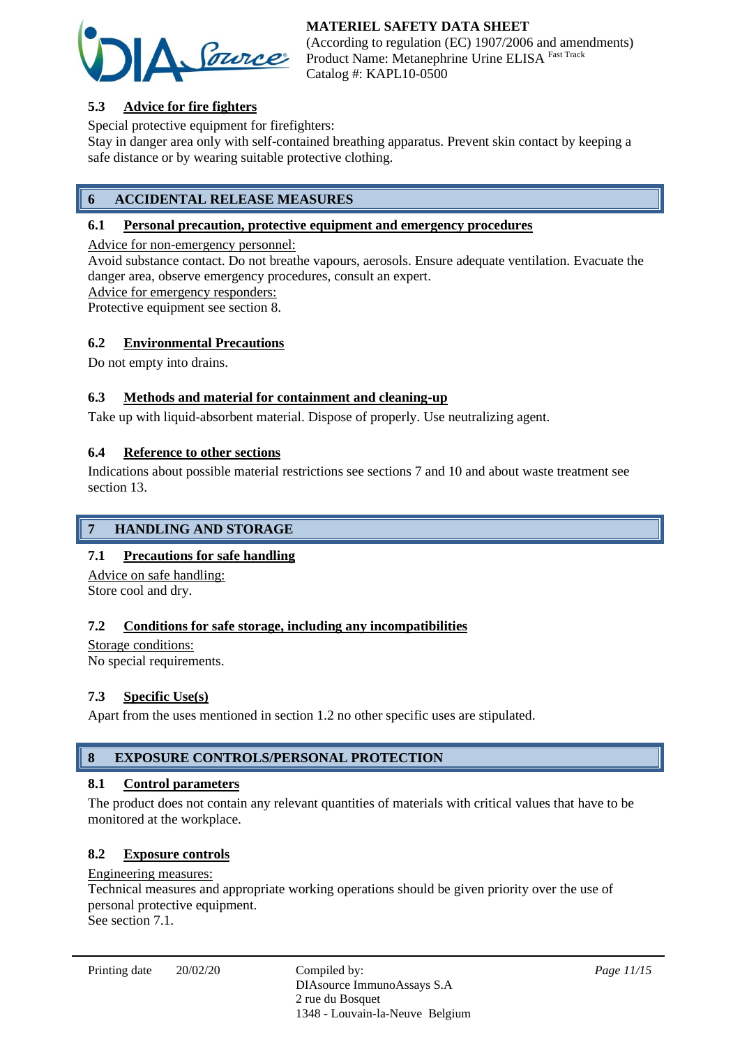### 5.3 Advice for fire fighters

Special protective equipment for firefighters:
Stay in danger area only with self-contained breathing apparatus. Prevent skin contact by keeping a safe distance or by wearing suitable protective clothing.

## 6 ACCIDENTAL RELEASE MEASURES

### 6.1 Personal precaution, protective equipment and emergency procedures

Advice for non-emergency personnel:
Avoid substance contact. Do not breathe vapours, aerosols. Ensure adequate ventilation. Evacuate the danger area, observe emergency procedures, consult an expert.
Advice for emergency responders:
Protective equipment see section 8.

### 6.2 Environmental Precautions

Do not empty into drains.

### 6.3 Methods and material for containment and cleaning-up

Take up with liquid-absorbent material. Dispose of properly. Use neutralizing agent.

### 6.4 Reference to other sections

Indications about possible material restrictions see sections 7 and 10 and about waste treatment see section 13.

## 7 HANDLING AND STORAGE

### 7.1 Precautions for safe handling

Advice on safe handling:
Store cool and dry.

### 7.2 Conditions for safe storage, including any incompatibilities

Storage conditions:
No special requirements.

### 7.3 Specific Use(s)

Apart from the uses mentioned in section 1.2 no other specific uses are stipulated.

## 8 EXPOSURE CONTROLS/PERSONAL PROTECTION

### 8.1 Control parameters

The product does not contain any relevant quantities of materials with critical values that have to be monitored at the workplace.

### 8.2 Exposure controls

Engineering measures:
Technical measures and appropriate working operations should be given priority over the use of personal protective equipment.
See section 7.1.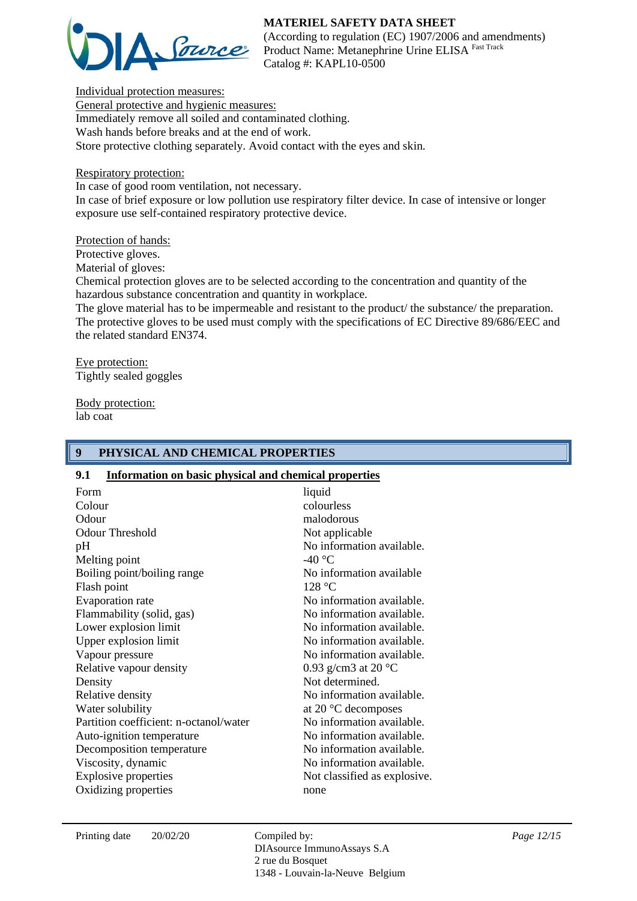Individual protection measures:

General protective and hygienic measures:

Immediately remove all soiled and contaminated clothing.
Wash hands before breaks and at the end of work.
Store protective clothing separately. Avoid contact with the eyes and skin.

Respiratory protection:

In case of good room ventilation, not necessary.
In case of brief exposure or low pollution use respiratory filter device. In case of intensive or longer exposure use self-contained respiratory protective device.

Protection of hands:

Protective gloves.
Material of gloves:
Chemical protection gloves are to be selected according to the concentration and quantity of the hazardous substance concentration and quantity in workplace.
The glove material has to be impermeable and resistant to the product/ the substance/ the preparation.
The protective gloves to be used must comply with the specifications of EC Directive 89/686/EEC and the related standard EN374.

Eye protection:

Tightly sealed goggles

Body protection:

lab coat

## 9 PHYSICAL AND CHEMICAL PROPERTIES

### 9.1 Information on basic physical and chemical properties

| | |
|---|---|
| Form | liquid |
| Colour | colourless |
| Odour | malodorous |
| Odour Threshold | Not applicable |
| pH | No information available. |
| Melting point | -40 °C |
| Boiling point/boiling range | No information available |
| Flash point | 128 °C |
| Evaporation rate | No information available. |
| Flammability (solid, gas) | No information available. |
| Lower explosion limit | No information available. |
| Upper explosion limit | No information available. |
| Vapour pressure | No information available. |
| Relative vapour density | 0.93 g/cm3 at 20 °C |
| Density | Not determined. |
| Relative density | No information available. |
| Water solubility | at 20 °C decomposes |
| Partition coefficient: n-octanol/water | No information available. |
| Auto-ignition temperature | No information available. |
| Decomposition temperature | No information available. |
| Viscosity, dynamic | No information available. |
| Explosive properties | Not classified as explosive. |
| Oxidizing properties | none |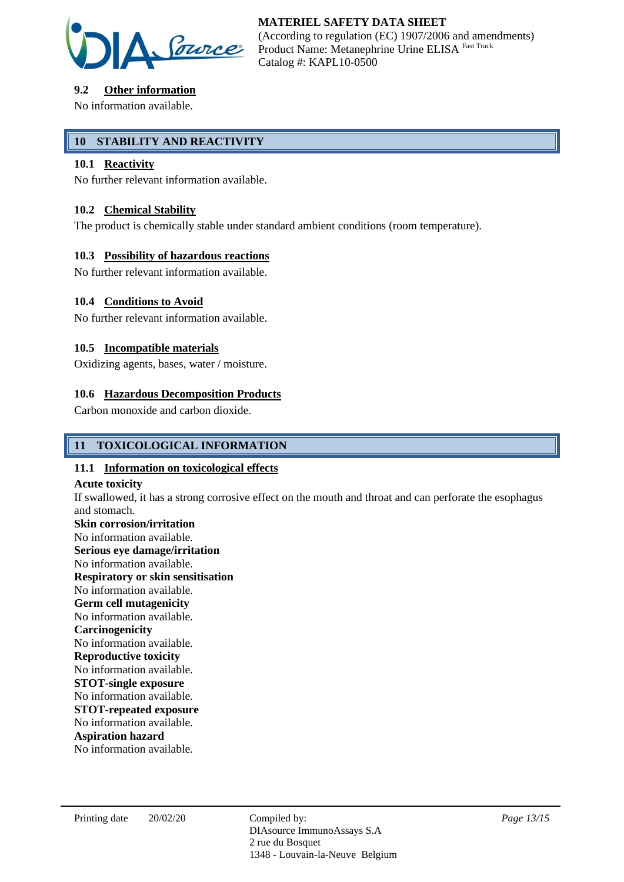### 9.2 Other information

No information available.

## 10 STABILITY AND REACTIVITY

### 10.1 Reactivity

No further relevant information available.

### 10.2 Chemical Stability

The product is chemically stable under standard ambient conditions (room temperature).

### 10.3 Possibility of hazardous reactions

No further relevant information available.

### 10.4 Conditions to Avoid

No further relevant information available.

### 10.5 Incompatible materials

Oxidizing agents, bases, water / moisture.

### 10.6 Hazardous Decomposition Products

Carbon monoxide and carbon dioxide.

## 11 TOXICOLOGICAL INFORMATION

### 11.1 Information on toxicological effects

**Acute toxicity**
If swallowed, it has a strong corrosive effect on the mouth and throat and can perforate the esophagus and stomach.

**Skin corrosion/irritation**
No information available.

**Serious eye damage/irritation**
No information available.

**Respiratory or skin sensitisation**
No information available.

**Germ cell mutagenicity**
No information available.

**Carcinogenicity**
No information available.

**Reproductive toxicity**
No information available.

**STOT-single exposure**
No information available.

**STOT-repeated exposure**
No information available.

**Aspiration hazard**
No information available.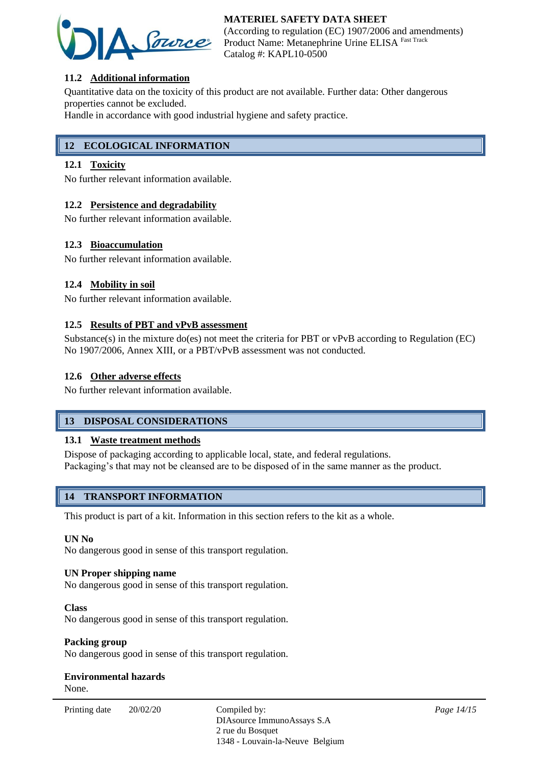### 11.2 Additional information

Quantitative data on the toxicity of this product are not available. Further data: Other dangerous properties cannot be excluded.
Handle in accordance with good industrial hygiene and safety practice.

## 12 ECOLOGICAL INFORMATION

### 12.1 Toxicity

No further relevant information available.

### 12.2 Persistence and degradability

No further relevant information available.

### 12.3 Bioaccumulation

No further relevant information available.

### 12.4 Mobility in soil

No further relevant information available.

### 12.5 Results of PBT and vPvB assessment

Substance(s) in the mixture do(es) not meet the criteria for PBT or vPvB according to Regulation (EC) No 1907/2006, Annex XIII, or a PBT/vPvB assessment was not conducted.

### 12.6 Other adverse effects

No further relevant information available.

## 13 DISPOSAL CONSIDERATIONS

### 13.1 Waste treatment methods

Dispose of packaging according to applicable local, state, and federal regulations.
Packaging's that may not be cleansed are to be disposed of in the same manner as the product.

## 14 TRANSPORT INFORMATION

This product is part of a kit. Information in this section refers to the kit as a whole.

**UN No**
No dangerous good in sense of this transport regulation.

**UN Proper shipping name**
No dangerous good in sense of this transport regulation.

**Class**
No dangerous good in sense of this transport regulation.

**Packing group**
No dangerous good in sense of this transport regulation.

**Environmental hazards**
None.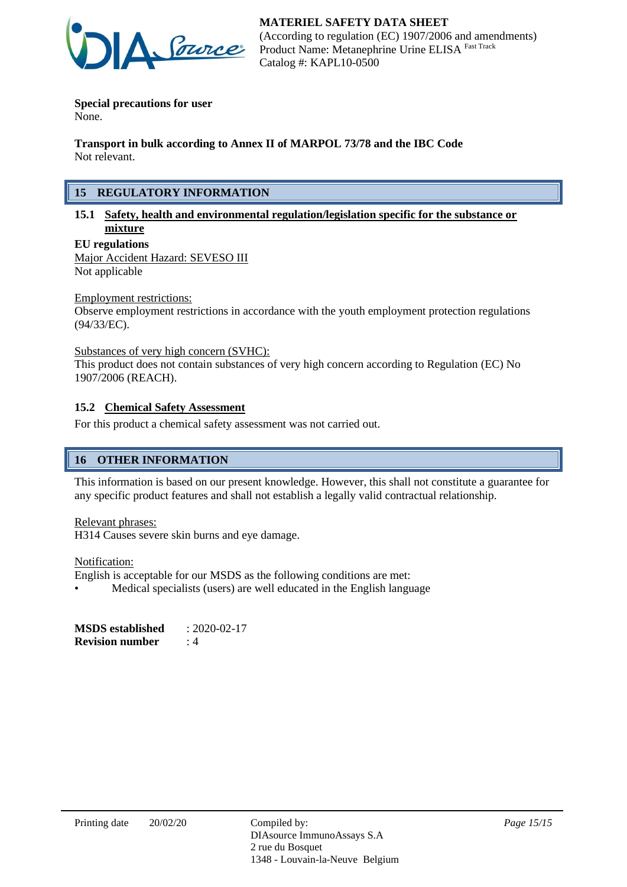**Special precautions for user**
None.

**Transport in bulk according to Annex II of MARPOL 73/78 and the IBC Code**
Not relevant.

## 15 REGULATORY INFORMATION

### 15.1 Safety, health and environmental regulation/legislation specific for the substance or mixture

**EU regulations**

Major Accident Hazard: SEVESO III
Not applicable

Employment restrictions:
Observe employment restrictions in accordance with the youth employment protection regulations (94/33/EC).

Substances of very high concern (SVHC):
This product does not contain substances of very high concern according to Regulation (EC) No 1907/2006 (REACH).

### 15.2 Chemical Safety Assessment

For this product a chemical safety assessment was not carried out.

## 16 OTHER INFORMATION

This information is based on our present knowledge. However, this shall not constitute a guarantee for any specific product features and shall not establish a legally valid contractual relationship.

Relevant phrases:
H314 Causes severe skin burns and eye damage.

Notification:
English is acceptable for our MSDS as the following conditions are met:

- Medical specialists (users) are well educated in the English language

**MSDS established** : 2020-02-17
**Revision number** : 4

Printing date 20/02/20

Compiled by:
DIAsource ImmunoAssays S.A
2 rue du Bosquet
1348 - Louvain-la-Neuve Belgium